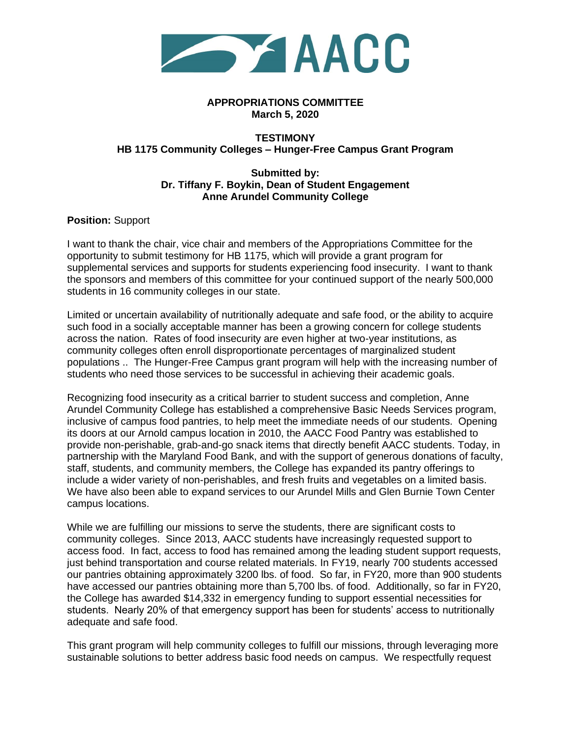# AACC

**APPROPRIATIONS COMMITTEE**
**March 5, 2020**

**TESTIMONY**
**HB 1175 Community Colleges – Hunger-Free Campus Grant Program**

**Submitted by:**
**Dr. Tiffany F. Boykin, Dean of Student Engagement**
**Anne Arundel Community College**

**Position:** Support

I want to thank the chair, vice chair and members of the Appropriations Committee for the opportunity to submit testimony for HB 1175, which will provide a grant program for supplemental services and supports for students experiencing food insecurity. I want to thank the sponsors and members of this committee for your continued support of the nearly 500,000 students in 16 community colleges in our state.

Limited or uncertain availability of nutritionally adequate and safe food, or the ability to acquire such food in a socially acceptable manner has been a growing concern for college students across the nation. Rates of food insecurity are even higher at two-year institutions, as community colleges often enroll disproportionate percentages of marginalized student populations .. The Hunger-Free Campus grant program will help with the increasing number of students who need those services to be successful in achieving their academic goals.

Recognizing food insecurity as a critical barrier to student success and completion, Anne Arundel Community College has established a comprehensive Basic Needs Services program, inclusive of campus food pantries, to help meet the immediate needs of our students. Opening its doors at our Arnold campus location in 2010, the AACC Food Pantry was established to provide non-perishable, grab-and-go snack items that directly benefit AACC students. Today, in partnership with the Maryland Food Bank, and with the support of generous donations of faculty, staff, students, and community members, the College has expanded its pantry offerings to include a wider variety of non-perishables, and fresh fruits and vegetables on a limited basis. We have also been able to expand services to our Arundel Mills and Glen Burnie Town Center campus locations.

While we are fulfilling our missions to serve the students, there are significant costs to community colleges. Since 2013, AACC students have increasingly requested support to access food. In fact, access to food has remained among the leading student support requests, just behind transportation and course related materials. In FY19, nearly 700 students accessed our pantries obtaining approximately 3200 lbs. of food. So far, in FY20, more than 900 students have accessed our pantries obtaining more than 5,700 lbs. of food. Additionally, so far in FY20, the College has awarded $14,332 in emergency funding to support essential necessities for students. Nearly 20% of that emergency support has been for students' access to nutritionally adequate and safe food.

This grant program will help community colleges to fulfill our missions, through leveraging more sustainable solutions to better address basic food needs on campus. We respectfully request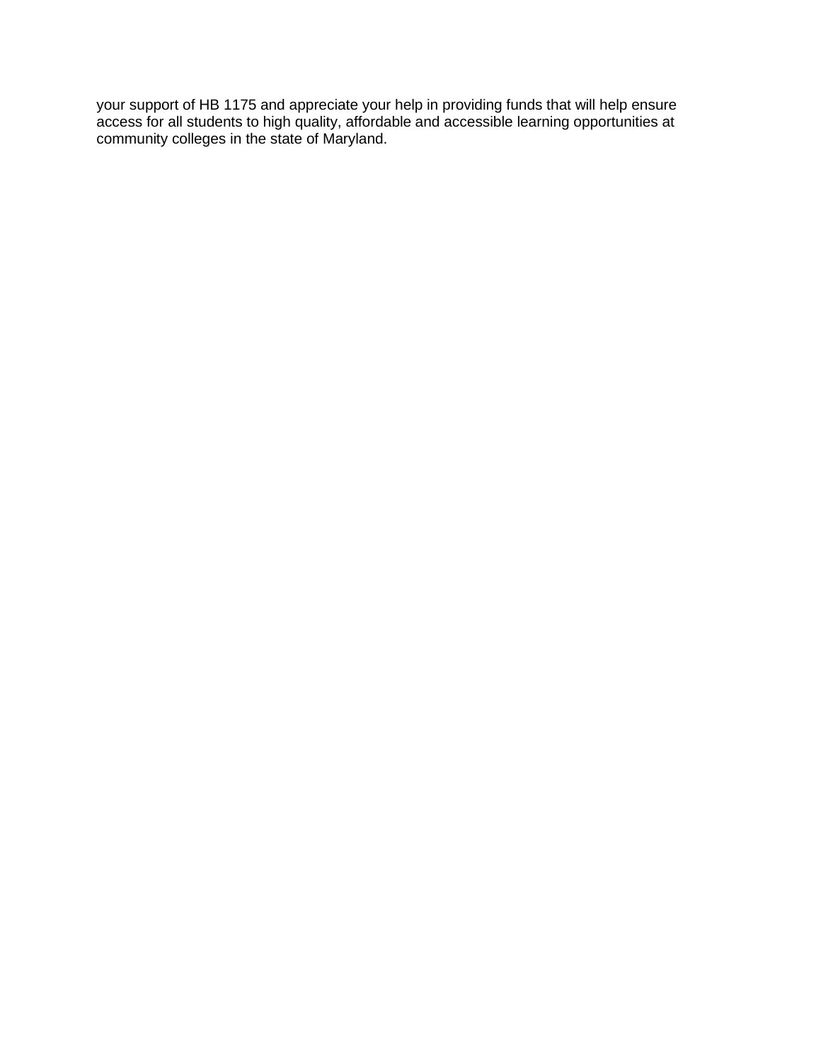your support of HB 1175 and appreciate your help in providing funds that will help ensure access for all students to high quality, affordable and accessible learning opportunities at community colleges in the state of Maryland.